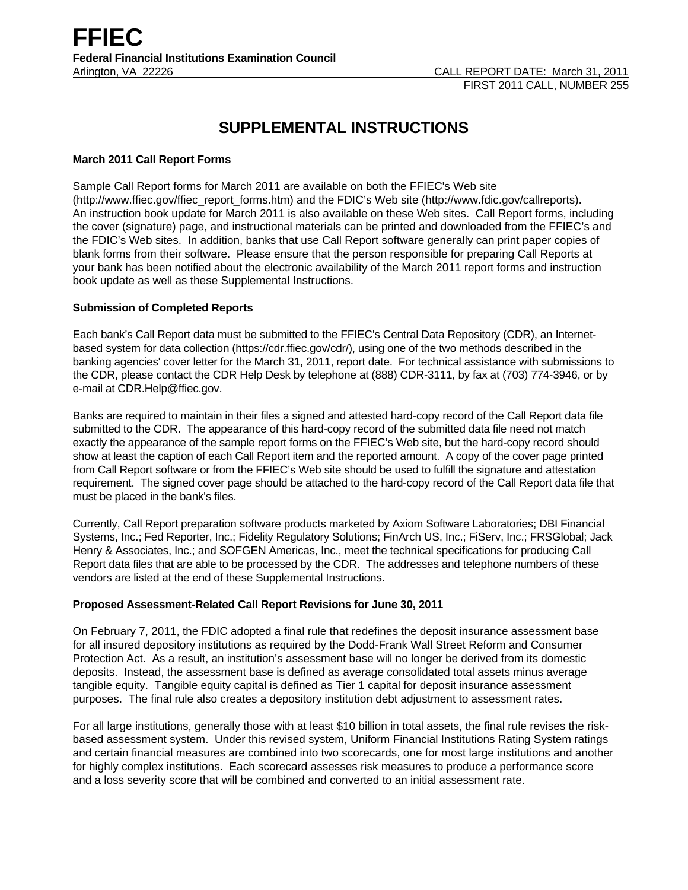# FFIEC

**Federal Financial Institutions Examination Council**

Arlington, VA 22226

CALL REPORT DATE: March 31, 2011

FIRST 2011 CALL, NUMBER 255

## SUPPLEMENTAL INSTRUCTIONS

### March 2011 Call Report Forms

Sample Call Report forms for March 2011 are available on both the FFIEC's Web site (http://www.ffiec.gov/ffiec_report_forms.htm) and the FDIC's Web site (http://www.fdic.gov/callreports). An instruction book update for March 2011 is also available on these Web sites. Call Report forms, including the cover (signature) page, and instructional materials can be printed and downloaded from the FFIEC's and the FDIC's Web sites. In addition, banks that use Call Report software generally can print paper copies of blank forms from their software. Please ensure that the person responsible for preparing Call Reports at your bank has been notified about the electronic availability of the March 2011 report forms and instruction book update as well as these Supplemental Instructions.

### Submission of Completed Reports

Each bank's Call Report data must be submitted to the FFIEC's Central Data Repository (CDR), an Internet-based system for data collection (https://cdr.ffiec.gov/cdr/), using one of the two methods described in the banking agencies' cover letter for the March 31, 2011, report date. For technical assistance with submissions to the CDR, please contact the CDR Help Desk by telephone at (888) CDR-3111, by fax at (703) 774-3946, or by e-mail at CDR.Help@ffiec.gov.

Banks are required to maintain in their files a signed and attested hard-copy record of the Call Report data file submitted to the CDR. The appearance of this hard-copy record of the submitted data file need not match exactly the appearance of the sample report forms on the FFIEC's Web site, but the hard-copy record should show at least the caption of each Call Report item and the reported amount. A copy of the cover page printed from Call Report software or from the FFIEC's Web site should be used to fulfill the signature and attestation requirement. The signed cover page should be attached to the hard-copy record of the Call Report data file that must be placed in the bank's files.

Currently, Call Report preparation software products marketed by Axiom Software Laboratories; DBI Financial Systems, Inc.; Fed Reporter, Inc.; Fidelity Regulatory Solutions; FinArch US, Inc.; FiServ, Inc.; FRSGlobal; Jack Henry & Associates, Inc.; and SOFGEN Americas, Inc., meet the technical specifications for producing Call Report data files that are able to be processed by the CDR. The addresses and telephone numbers of these vendors are listed at the end of these Supplemental Instructions.

### Proposed Assessment-Related Call Report Revisions for June 30, 2011

On February 7, 2011, the FDIC adopted a final rule that redefines the deposit insurance assessment base for all insured depository institutions as required by the Dodd-Frank Wall Street Reform and Consumer Protection Act. As a result, an institution's assessment base will no longer be derived from its domestic deposits. Instead, the assessment base is defined as average consolidated total assets minus average tangible equity. Tangible equity capital is defined as Tier 1 capital for deposit insurance assessment purposes. The final rule also creates a depository institution debt adjustment to assessment rates.

For all large institutions, generally those with at least $10 billion in total assets, the final rule revises the risk-based assessment system. Under this revised system, Uniform Financial Institutions Rating System ratings and certain financial measures are combined into two scorecards, one for most large institutions and another for highly complex institutions. Each scorecard assesses risk measures to produce a performance score and a loss severity score that will be combined and converted to an initial assessment rate.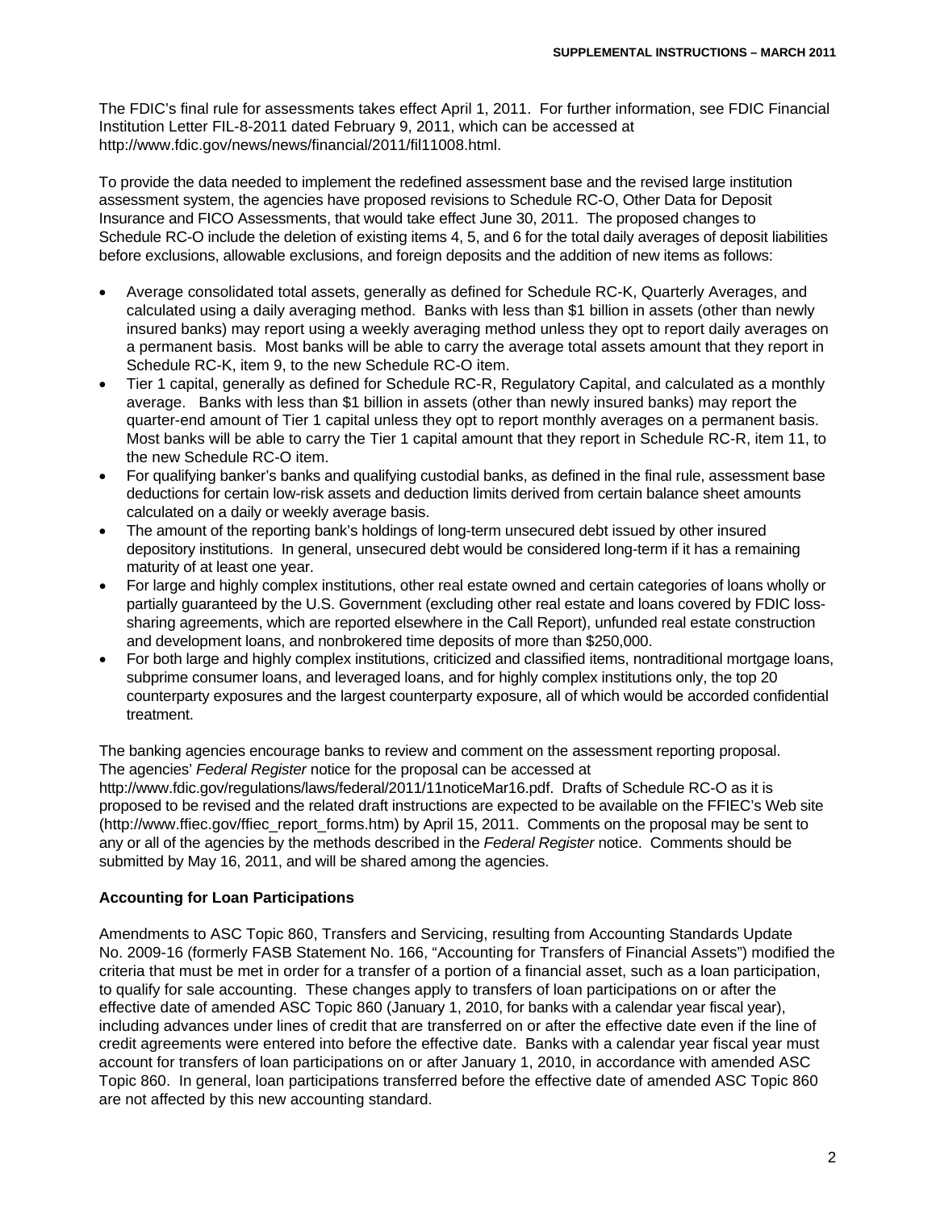The FDIC's final rule for assessments takes effect April 1, 2011. For further information, see FDIC Financial Institution Letter FIL-8-2011 dated February 9, 2011, which can be accessed at http://www.fdic.gov/news/news/financial/2011/fil11008.html.

To provide the data needed to implement the redefined assessment base and the revised large institution assessment system, the agencies have proposed revisions to Schedule RC-O, Other Data for Deposit Insurance and FICO Assessments, that would take effect June 30, 2011. The proposed changes to Schedule RC-O include the deletion of existing items 4, 5, and 6 for the total daily averages of deposit liabilities before exclusions, allowable exclusions, and foreign deposits and the addition of new items as follows:

- Average consolidated total assets, generally as defined for Schedule RC-K, Quarterly Averages, and calculated using a daily averaging method. Banks with less than $1 billion in assets (other than newly insured banks) may report using a weekly averaging method unless they opt to report daily averages on a permanent basis. Most banks will be able to carry the average total assets amount that they report in Schedule RC-K, item 9, to the new Schedule RC-O item.
- Tier 1 capital, generally as defined for Schedule RC-R, Regulatory Capital, and calculated as a monthly average. Banks with less than $1 billion in assets (other than newly insured banks) may report the quarter-end amount of Tier 1 capital unless they opt to report monthly averages on a permanent basis. Most banks will be able to carry the Tier 1 capital amount that they report in Schedule RC-R, item 11, to the new Schedule RC-O item.
- For qualifying banker's banks and qualifying custodial banks, as defined in the final rule, assessment base deductions for certain low-risk assets and deduction limits derived from certain balance sheet amounts calculated on a daily or weekly average basis.
- The amount of the reporting bank's holdings of long-term unsecured debt issued by other insured depository institutions. In general, unsecured debt would be considered long-term if it has a remaining maturity of at least one year.
- For large and highly complex institutions, other real estate owned and certain categories of loans wholly or partially guaranteed by the U.S. Government (excluding other real estate and loans covered by FDIC loss-sharing agreements, which are reported elsewhere in the Call Report), unfunded real estate construction and development loans, and nonbrokered time deposits of more than $250,000.
- For both large and highly complex institutions, criticized and classified items, nontraditional mortgage loans, subprime consumer loans, and leveraged loans, and for highly complex institutions only, the top 20 counterparty exposures and the largest counterparty exposure, all of which would be accorded confidential treatment.

The banking agencies encourage banks to review and comment on the assessment reporting proposal. The agencies' *Federal Register* notice for the proposal can be accessed at http://www.fdic.gov/regulations/laws/federal/2011/11noticeMar16.pdf. Drafts of Schedule RC-O as it is proposed to be revised and the related draft instructions are expected to be available on the FFIEC's Web site (http://www.ffiec.gov/ffiec_report_forms.htm) by April 15, 2011. Comments on the proposal may be sent to any or all of the agencies by the methods described in the *Federal Register* notice. Comments should be submitted by May 16, 2011, and will be shared among the agencies.

**Accounting for Loan Participations**

Amendments to ASC Topic 860, Transfers and Servicing, resulting from Accounting Standards Update No. 2009-16 (formerly FASB Statement No. 166, "Accounting for Transfers of Financial Assets") modified the criteria that must be met in order for a transfer of a portion of a financial asset, such as a loan participation, to qualify for sale accounting. These changes apply to transfers of loan participations on or after the effective date of amended ASC Topic 860 (January 1, 2010, for banks with a calendar year fiscal year), including advances under lines of credit that are transferred on or after the effective date even if the line of credit agreements were entered into before the effective date. Banks with a calendar year fiscal year must account for transfers of loan participations on or after January 1, 2010, in accordance with amended ASC Topic 860. In general, loan participations transferred before the effective date of amended ASC Topic 860 are not affected by this new accounting standard.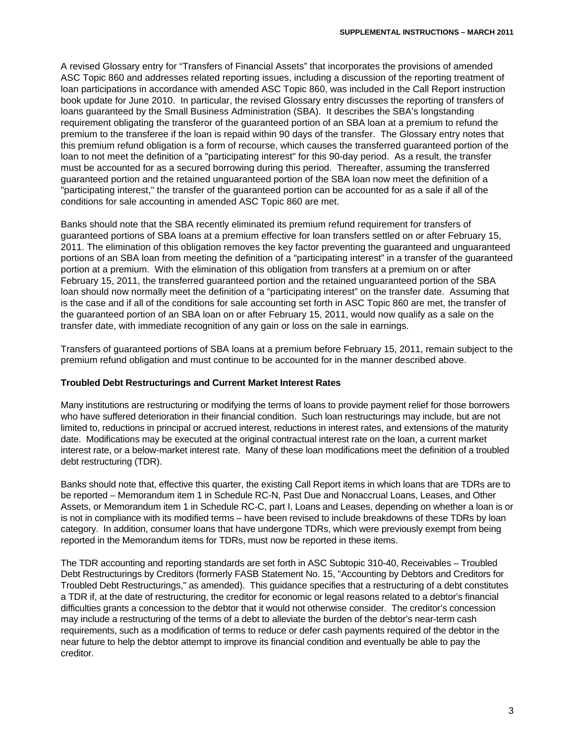A revised Glossary entry for "Transfers of Financial Assets" that incorporates the provisions of amended ASC Topic 860 and addresses related reporting issues, including a discussion of the reporting treatment of loan participations in accordance with amended ASC Topic 860, was included in the Call Report instruction book update for June 2010. In particular, the revised Glossary entry discusses the reporting of transfers of loans guaranteed by the Small Business Administration (SBA). It describes the SBA's longstanding requirement obligating the transferor of the guaranteed portion of an SBA loan at a premium to refund the premium to the transferee if the loan is repaid within 90 days of the transfer. The Glossary entry notes that this premium refund obligation is a form of recourse, which causes the transferred guaranteed portion of the loan to not meet the definition of a "participating interest" for this 90-day period. As a result, the transfer must be accounted for as a secured borrowing during this period. Thereafter, assuming the transferred guaranteed portion and the retained unguaranteed portion of the SBA loan now meet the definition of a "participating interest," the transfer of the guaranteed portion can be accounted for as a sale if all of the conditions for sale accounting in amended ASC Topic 860 are met.

Banks should note that the SBA recently eliminated its premium refund requirement for transfers of guaranteed portions of SBA loans at a premium effective for loan transfers settled on or after February 15, 2011. The elimination of this obligation removes the key factor preventing the guaranteed and unguaranteed portions of an SBA loan from meeting the definition of a "participating interest" in a transfer of the guaranteed portion at a premium. With the elimination of this obligation from transfers at a premium on or after February 15, 2011, the transferred guaranteed portion and the retained unguaranteed portion of the SBA loan should now normally meet the definition of a "participating interest" on the transfer date. Assuming that is the case and if all of the conditions for sale accounting set forth in ASC Topic 860 are met, the transfer of the guaranteed portion of an SBA loan on or after February 15, 2011, would now qualify as a sale on the transfer date, with immediate recognition of any gain or loss on the sale in earnings.

Transfers of guaranteed portions of SBA loans at a premium before February 15, 2011, remain subject to the premium refund obligation and must continue to be accounted for in the manner described above.

**Troubled Debt Restructurings and Current Market Interest Rates**

Many institutions are restructuring or modifying the terms of loans to provide payment relief for those borrowers who have suffered deterioration in their financial condition. Such loan restructurings may include, but are not limited to, reductions in principal or accrued interest, reductions in interest rates, and extensions of the maturity date. Modifications may be executed at the original contractual interest rate on the loan, a current market interest rate, or a below-market interest rate. Many of these loan modifications meet the definition of a troubled debt restructuring (TDR).

Banks should note that, effective this quarter, the existing Call Report items in which loans that are TDRs are to be reported – Memorandum item 1 in Schedule RC-N, Past Due and Nonaccrual Loans, Leases, and Other Assets, or Memorandum item 1 in Schedule RC-C, part I, Loans and Leases, depending on whether a loan is or is not in compliance with its modified terms – have been revised to include breakdowns of these TDRs by loan category. In addition, consumer loans that have undergone TDRs, which were previously exempt from being reported in the Memorandum items for TDRs, must now be reported in these items.

The TDR accounting and reporting standards are set forth in ASC Subtopic 310-40, Receivables – Troubled Debt Restructurings by Creditors (formerly FASB Statement No. 15, "Accounting by Debtors and Creditors for Troubled Debt Restructurings," as amended). This guidance specifies that a restructuring of a debt constitutes a TDR if, at the date of restructuring, the creditor for economic or legal reasons related to a debtor's financial difficulties grants a concession to the debtor that it would not otherwise consider. The creditor's concession may include a restructuring of the terms of a debt to alleviate the burden of the debtor's near-term cash requirements, such as a modification of terms to reduce or defer cash payments required of the debtor in the near future to help the debtor attempt to improve its financial condition and eventually be able to pay the creditor.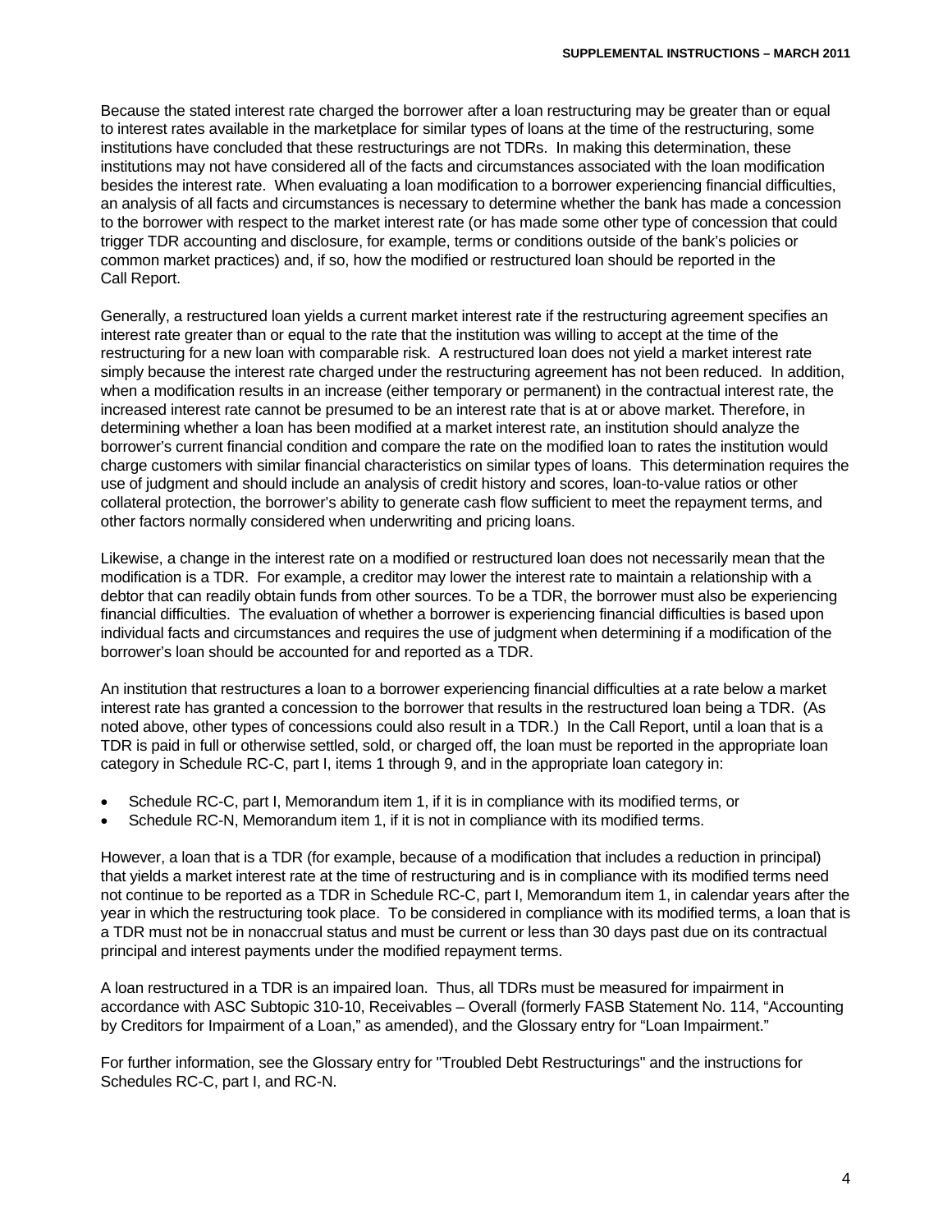Because the stated interest rate charged the borrower after a loan restructuring may be greater than or equal to interest rates available in the marketplace for similar types of loans at the time of the restructuring, some institutions have concluded that these restructurings are not TDRs. In making this determination, these institutions may not have considered all of the facts and circumstances associated with the loan modification besides the interest rate. When evaluating a loan modification to a borrower experiencing financial difficulties, an analysis of all facts and circumstances is necessary to determine whether the bank has made a concession to the borrower with respect to the market interest rate (or has made some other type of concession that could trigger TDR accounting and disclosure, for example, terms or conditions outside of the bank's policies or common market practices) and, if so, how the modified or restructured loan should be reported in the Call Report.

Generally, a restructured loan yields a current market interest rate if the restructuring agreement specifies an interest rate greater than or equal to the rate that the institution was willing to accept at the time of the restructuring for a new loan with comparable risk. A restructured loan does not yield a market interest rate simply because the interest rate charged under the restructuring agreement has not been reduced. In addition, when a modification results in an increase (either temporary or permanent) in the contractual interest rate, the increased interest rate cannot be presumed to be an interest rate that is at or above market. Therefore, in determining whether a loan has been modified at a market interest rate, an institution should analyze the borrower's current financial condition and compare the rate on the modified loan to rates the institution would charge customers with similar financial characteristics on similar types of loans. This determination requires the use of judgment and should include an analysis of credit history and scores, loan-to-value ratios or other collateral protection, the borrower's ability to generate cash flow sufficient to meet the repayment terms, and other factors normally considered when underwriting and pricing loans.

Likewise, a change in the interest rate on a modified or restructured loan does not necessarily mean that the modification is a TDR. For example, a creditor may lower the interest rate to maintain a relationship with a debtor that can readily obtain funds from other sources. To be a TDR, the borrower must also be experiencing financial difficulties. The evaluation of whether a borrower is experiencing financial difficulties is based upon individual facts and circumstances and requires the use of judgment when determining if a modification of the borrower's loan should be accounted for and reported as a TDR.

An institution that restructures a loan to a borrower experiencing financial difficulties at a rate below a market interest rate has granted a concession to the borrower that results in the restructured loan being a TDR. (As noted above, other types of concessions could also result in a TDR.) In the Call Report, until a loan that is a TDR is paid in full or otherwise settled, sold, or charged off, the loan must be reported in the appropriate loan category in Schedule RC-C, part I, items 1 through 9, and in the appropriate loan category in:

- Schedule RC-C, part I, Memorandum item 1, if it is in compliance with its modified terms, or
- Schedule RC-N, Memorandum item 1, if it is not in compliance with its modified terms.

However, a loan that is a TDR (for example, because of a modification that includes a reduction in principal) that yields a market interest rate at the time of restructuring and is in compliance with its modified terms need not continue to be reported as a TDR in Schedule RC-C, part I, Memorandum item 1, in calendar years after the year in which the restructuring took place. To be considered in compliance with its modified terms, a loan that is a TDR must not be in nonaccrual status and must be current or less than 30 days past due on its contractual principal and interest payments under the modified repayment terms.

A loan restructured in a TDR is an impaired loan. Thus, all TDRs must be measured for impairment in accordance with ASC Subtopic 310-10, Receivables – Overall (formerly FASB Statement No. 114, "Accounting by Creditors for Impairment of a Loan," as amended), and the Glossary entry for "Loan Impairment."

For further information, see the Glossary entry for "Troubled Debt Restructurings" and the instructions for Schedules RC-C, part I, and RC-N.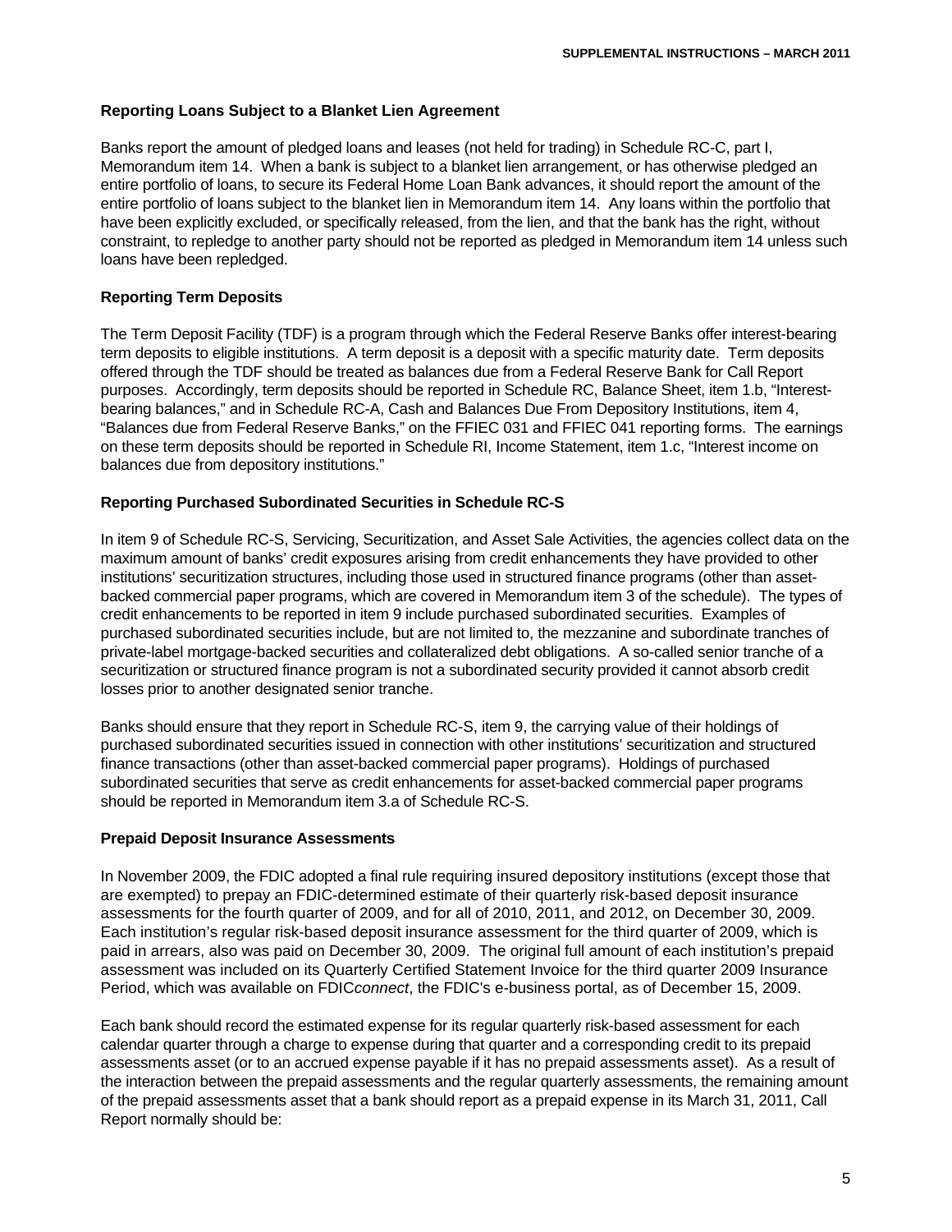### Reporting Loans Subject to a Blanket Lien Agreement

Banks report the amount of pledged loans and leases (not held for trading) in Schedule RC-C, part I, Memorandum item 14. When a bank is subject to a blanket lien arrangement, or has otherwise pledged an entire portfolio of loans, to secure its Federal Home Loan Bank advances, it should report the amount of the entire portfolio of loans subject to the blanket lien in Memorandum item 14. Any loans within the portfolio that have been explicitly excluded, or specifically released, from the lien, and that the bank has the right, without constraint, to repledge to another party should not be reported as pledged in Memorandum item 14 unless such loans have been repledged.

### Reporting Term Deposits

The Term Deposit Facility (TDF) is a program through which the Federal Reserve Banks offer interest-bearing term deposits to eligible institutions. A term deposit is a deposit with a specific maturity date. Term deposits offered through the TDF should be treated as balances due from a Federal Reserve Bank for Call Report purposes. Accordingly, term deposits should be reported in Schedule RC, Balance Sheet, item 1.b, "Interest-bearing balances," and in Schedule RC-A, Cash and Balances Due From Depository Institutions, item 4, "Balances due from Federal Reserve Banks," on the FFIEC 031 and FFIEC 041 reporting forms. The earnings on these term deposits should be reported in Schedule RI, Income Statement, item 1.c, "Interest income on balances due from depository institutions."

### Reporting Purchased Subordinated Securities in Schedule RC-S

In item 9 of Schedule RC-S, Servicing, Securitization, and Asset Sale Activities, the agencies collect data on the maximum amount of banks' credit exposures arising from credit enhancements they have provided to other institutions' securitization structures, including those used in structured finance programs (other than asset-backed commercial paper programs, which are covered in Memorandum item 3 of the schedule). The types of credit enhancements to be reported in item 9 include purchased subordinated securities. Examples of purchased subordinated securities include, but are not limited to, the mezzanine and subordinate tranches of private-label mortgage-backed securities and collateralized debt obligations. A so-called senior tranche of a securitization or structured finance program is not a subordinated security provided it cannot absorb credit losses prior to another designated senior tranche.

Banks should ensure that they report in Schedule RC-S, item 9, the carrying value of their holdings of purchased subordinated securities issued in connection with other institutions' securitization and structured finance transactions (other than asset-backed commercial paper programs). Holdings of purchased subordinated securities that serve as credit enhancements for asset-backed commercial paper programs should be reported in Memorandum item 3.a of Schedule RC-S.

### Prepaid Deposit Insurance Assessments

In November 2009, the FDIC adopted a final rule requiring insured depository institutions (except those that are exempted) to prepay an FDIC-determined estimate of their quarterly risk-based deposit insurance assessments for the fourth quarter of 2009, and for all of 2010, 2011, and 2012, on December 30, 2009. Each institution's regular risk-based deposit insurance assessment for the third quarter of 2009, which is paid in arrears, also was paid on December 30, 2009. The original full amount of each institution's prepaid assessment was included on its Quarterly Certified Statement Invoice for the third quarter 2009 Insurance Period, which was available on FDIC*connect*, the FDIC's e-business portal, as of December 15, 2009.

Each bank should record the estimated expense for its regular quarterly risk-based assessment for each calendar quarter through a charge to expense during that quarter and a corresponding credit to its prepaid assessments asset (or to an accrued expense payable if it has no prepaid assessments asset). As a result of the interaction between the prepaid assessments and the regular quarterly assessments, the remaining amount of the prepaid assessments asset that a bank should report as a prepaid expense in its March 31, 2011, Call Report normally should be: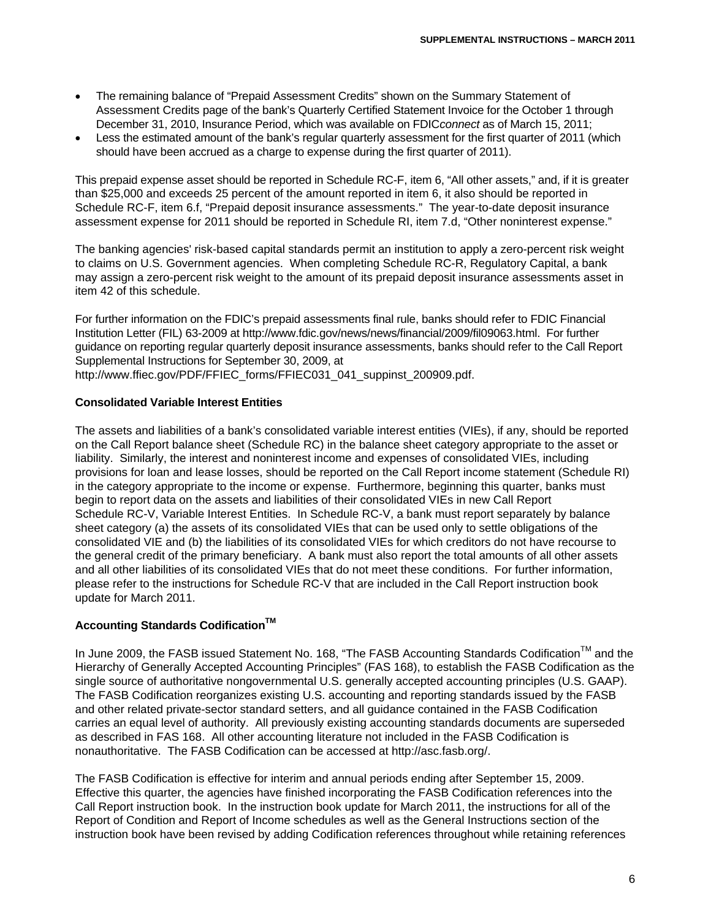- The remaining balance of "Prepaid Assessment Credits" shown on the Summary Statement of Assessment Credits page of the bank's Quarterly Certified Statement Invoice for the October 1 through December 31, 2010, Insurance Period, which was available on FDIC*connect* as of March 15, 2011;
- Less the estimated amount of the bank's regular quarterly assessment for the first quarter of 2011 (which should have been accrued as a charge to expense during the first quarter of 2011).

This prepaid expense asset should be reported in Schedule RC-F, item 6, "All other assets," and, if it is greater than $25,000 and exceeds 25 percent of the amount reported in item 6, it also should be reported in Schedule RC-F, item 6.f, "Prepaid deposit insurance assessments." The year-to-date deposit insurance assessment expense for 2011 should be reported in Schedule RI, item 7.d, "Other noninterest expense."

The banking agencies' risk-based capital standards permit an institution to apply a zero-percent risk weight to claims on U.S. Government agencies. When completing Schedule RC-R, Regulatory Capital, a bank may assign a zero-percent risk weight to the amount of its prepaid deposit insurance assessments asset in item 42 of this schedule.

For further information on the FDIC's prepaid assessments final rule, banks should refer to FDIC Financial Institution Letter (FIL) 63-2009 at http://www.fdic.gov/news/news/financial/2009/fil09063.html. For further guidance on reporting regular quarterly deposit insurance assessments, banks should refer to the Call Report Supplemental Instructions for September 30, 2009, at http://www.ffiec.gov/PDF/FFIEC_forms/FFIEC031_041_suppinst_200909.pdf.

**Consolidated Variable Interest Entities**

The assets and liabilities of a bank's consolidated variable interest entities (VIEs), if any, should be reported on the Call Report balance sheet (Schedule RC) in the balance sheet category appropriate to the asset or liability. Similarly, the interest and noninterest income and expenses of consolidated VIEs, including provisions for loan and lease losses, should be reported on the Call Report income statement (Schedule RI) in the category appropriate to the income or expense. Furthermore, beginning this quarter, banks must begin to report data on the assets and liabilities of their consolidated VIEs in new Call Report Schedule RC-V, Variable Interest Entities. In Schedule RC-V, a bank must report separately by balance sheet category (a) the assets of its consolidated VIEs that can be used only to settle obligations of the consolidated VIE and (b) the liabilities of its consolidated VIEs for which creditors do not have recourse to the general credit of the primary beneficiary. A bank must also report the total amounts of all other assets and all other liabilities of its consolidated VIEs that do not meet these conditions. For further information, please refer to the instructions for Schedule RC-V that are included in the Call Report instruction book update for March 2011.

**Accounting Standards Codification™**

In June 2009, the FASB issued Statement No. 168, "The FASB Accounting Standards Codification™ and the Hierarchy of Generally Accepted Accounting Principles" (FAS 168), to establish the FASB Codification as the single source of authoritative nongovernmental U.S. generally accepted accounting principles (U.S. GAAP). The FASB Codification reorganizes existing U.S. accounting and reporting standards issued by the FASB and other related private-sector standard setters, and all guidance contained in the FASB Codification carries an equal level of authority. All previously existing accounting standards documents are superseded as described in FAS 168. All other accounting literature not included in the FASB Codification is nonauthoritative. The FASB Codification can be accessed at http://asc.fasb.org/.

The FASB Codification is effective for interim and annual periods ending after September 15, 2009. Effective this quarter, the agencies have finished incorporating the FASB Codification references into the Call Report instruction book. In the instruction book update for March 2011, the instructions for all of the Report of Condition and Report of Income schedules as well as the General Instructions section of the instruction book have been revised by adding Codification references throughout while retaining references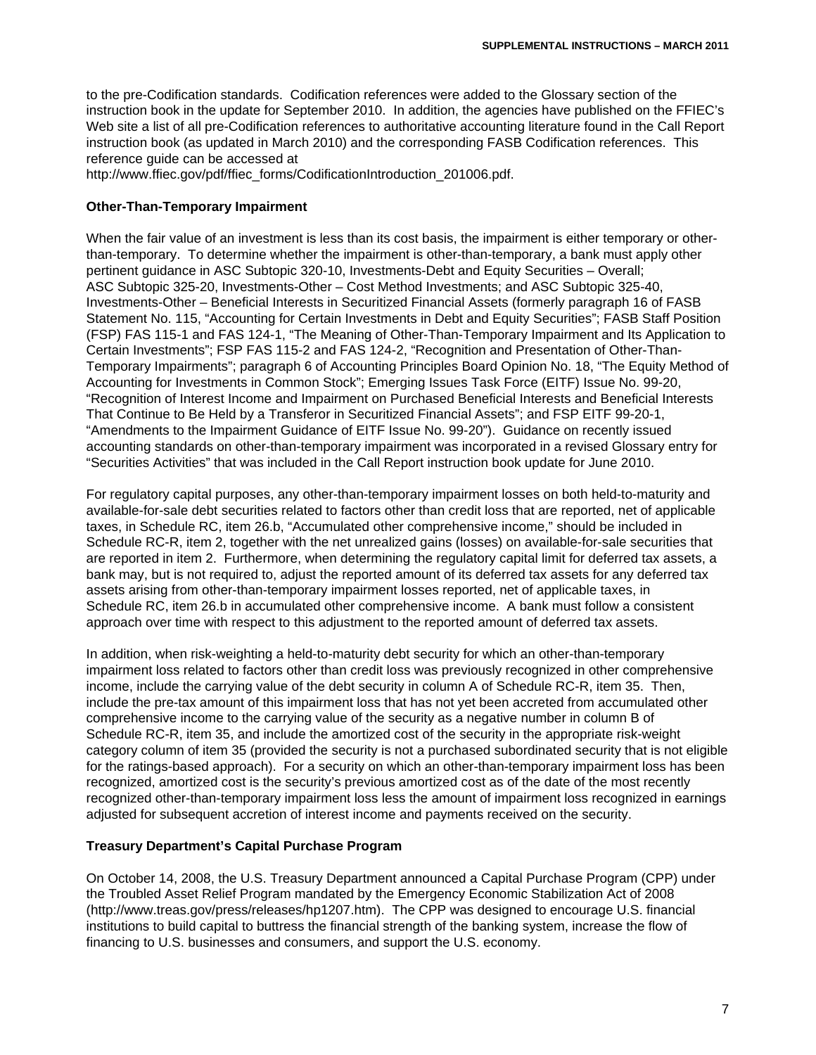to the pre-Codification standards. Codification references were added to the Glossary section of the instruction book in the update for September 2010. In addition, the agencies have published on the FFIEC's Web site a list of all pre-Codification references to authoritative accounting literature found in the Call Report instruction book (as updated in March 2010) and the corresponding FASB Codification references. This reference guide can be accessed at http://www.ffiec.gov/pdf/ffiec_forms/CodificationIntroduction_201006.pdf.

**Other-Than-Temporary Impairment**

When the fair value of an investment is less than its cost basis, the impairment is either temporary or other-than-temporary. To determine whether the impairment is other-than-temporary, a bank must apply other pertinent guidance in ASC Subtopic 320-10, Investments-Debt and Equity Securities – Overall; ASC Subtopic 325-20, Investments-Other – Cost Method Investments; and ASC Subtopic 325-40, Investments-Other – Beneficial Interests in Securitized Financial Assets (formerly paragraph 16 of FASB Statement No. 115, "Accounting for Certain Investments in Debt and Equity Securities"; FASB Staff Position (FSP) FAS 115-1 and FAS 124-1, "The Meaning of Other-Than-Temporary Impairment and Its Application to Certain Investments"; FSP FAS 115-2 and FAS 124-2, "Recognition and Presentation of Other-Than-Temporary Impairments"; paragraph 6 of Accounting Principles Board Opinion No. 18, "The Equity Method of Accounting for Investments in Common Stock"; Emerging Issues Task Force (EITF) Issue No. 99-20, "Recognition of Interest Income and Impairment on Purchased Beneficial Interests and Beneficial Interests That Continue to Be Held by a Transferor in Securitized Financial Assets"; and FSP EITF 99-20-1, "Amendments to the Impairment Guidance of EITF Issue No. 99-20"). Guidance on recently issued accounting standards on other-than-temporary impairment was incorporated in a revised Glossary entry for "Securities Activities" that was included in the Call Report instruction book update for June 2010.

For regulatory capital purposes, any other-than-temporary impairment losses on both held-to-maturity and available-for-sale debt securities related to factors other than credit loss that are reported, net of applicable taxes, in Schedule RC, item 26.b, "Accumulated other comprehensive income," should be included in Schedule RC-R, item 2, together with the net unrealized gains (losses) on available-for-sale securities that are reported in item 2. Furthermore, when determining the regulatory capital limit for deferred tax assets, a bank may, but is not required to, adjust the reported amount of its deferred tax assets for any deferred tax assets arising from other-than-temporary impairment losses reported, net of applicable taxes, in Schedule RC, item 26.b in accumulated other comprehensive income. A bank must follow a consistent approach over time with respect to this adjustment to the reported amount of deferred tax assets.

In addition, when risk-weighting a held-to-maturity debt security for which an other-than-temporary impairment loss related to factors other than credit loss was previously recognized in other comprehensive income, include the carrying value of the debt security in column A of Schedule RC-R, item 35. Then, include the pre-tax amount of this impairment loss that has not yet been accreted from accumulated other comprehensive income to the carrying value of the security as a negative number in column B of Schedule RC-R, item 35, and include the amortized cost of the security in the appropriate risk-weight category column of item 35 (provided the security is not a purchased subordinated security that is not eligible for the ratings-based approach). For a security on which an other-than-temporary impairment loss has been recognized, amortized cost is the security's previous amortized cost as of the date of the most recently recognized other-than-temporary impairment loss less the amount of impairment loss recognized in earnings adjusted for subsequent accretion of interest income and payments received on the security.

**Treasury Department's Capital Purchase Program**

On October 14, 2008, the U.S. Treasury Department announced a Capital Purchase Program (CPP) under the Troubled Asset Relief Program mandated by the Emergency Economic Stabilization Act of 2008 (http://www.treas.gov/press/releases/hp1207.htm). The CPP was designed to encourage U.S. financial institutions to build capital to buttress the financial strength of the banking system, increase the flow of financing to U.S. businesses and consumers, and support the U.S. economy.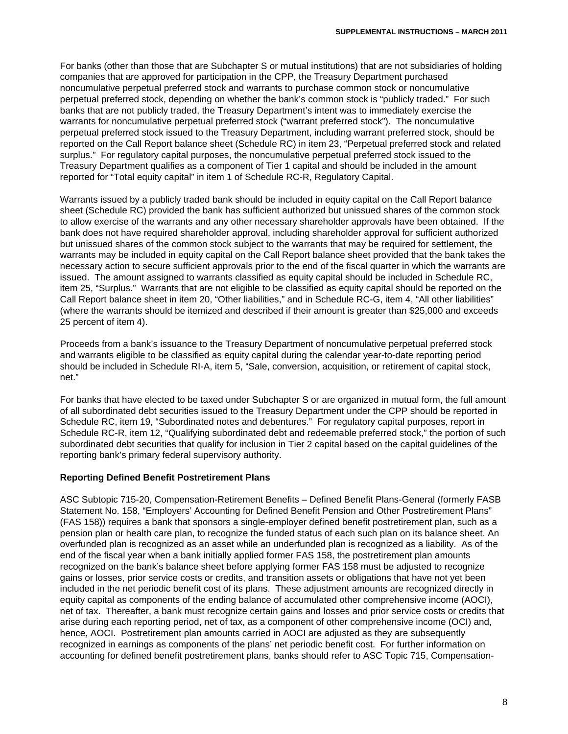For banks (other than those that are Subchapter S or mutual institutions) that are not subsidiaries of holding companies that are approved for participation in the CPP, the Treasury Department purchased noncumulative perpetual preferred stock and warrants to purchase common stock or noncumulative perpetual preferred stock, depending on whether the bank's common stock is "publicly traded." For such banks that are not publicly traded, the Treasury Department's intent was to immediately exercise the warrants for noncumulative perpetual preferred stock ("warrant preferred stock"). The noncumulative perpetual preferred stock issued to the Treasury Department, including warrant preferred stock, should be reported on the Call Report balance sheet (Schedule RC) in item 23, "Perpetual preferred stock and related surplus." For regulatory capital purposes, the noncumulative perpetual preferred stock issued to the Treasury Department qualifies as a component of Tier 1 capital and should be included in the amount reported for "Total equity capital" in item 1 of Schedule RC-R, Regulatory Capital.

Warrants issued by a publicly traded bank should be included in equity capital on the Call Report balance sheet (Schedule RC) provided the bank has sufficient authorized but unissued shares of the common stock to allow exercise of the warrants and any other necessary shareholder approvals have been obtained. If the bank does not have required shareholder approval, including shareholder approval for sufficient authorized but unissued shares of the common stock subject to the warrants that may be required for settlement, the warrants may be included in equity capital on the Call Report balance sheet provided that the bank takes the necessary action to secure sufficient approvals prior to the end of the fiscal quarter in which the warrants are issued. The amount assigned to warrants classified as equity capital should be included in Schedule RC, item 25, "Surplus." Warrants that are not eligible to be classified as equity capital should be reported on the Call Report balance sheet in item 20, "Other liabilities," and in Schedule RC-G, item 4, "All other liabilities" (where the warrants should be itemized and described if their amount is greater than $25,000 and exceeds 25 percent of item 4).

Proceeds from a bank's issuance to the Treasury Department of noncumulative perpetual preferred stock and warrants eligible to be classified as equity capital during the calendar year-to-date reporting period should be included in Schedule RI-A, item 5, "Sale, conversion, acquisition, or retirement of capital stock, net."

For banks that have elected to be taxed under Subchapter S or are organized in mutual form, the full amount of all subordinated debt securities issued to the Treasury Department under the CPP should be reported in Schedule RC, item 19, "Subordinated notes and debentures." For regulatory capital purposes, report in Schedule RC-R, item 12, "Qualifying subordinated debt and redeemable preferred stock," the portion of such subordinated debt securities that qualify for inclusion in Tier 2 capital based on the capital guidelines of the reporting bank's primary federal supervisory authority.

**Reporting Defined Benefit Postretirement Plans**

ASC Subtopic 715-20, Compensation-Retirement Benefits – Defined Benefit Plans-General (formerly FASB Statement No. 158, "Employers' Accounting for Defined Benefit Pension and Other Postretirement Plans" (FAS 158)) requires a bank that sponsors a single-employer defined benefit postretirement plan, such as a pension plan or health care plan, to recognize the funded status of each such plan on its balance sheet. An overfunded plan is recognized as an asset while an underfunded plan is recognized as a liability. As of the end of the fiscal year when a bank initially applied former FAS 158, the postretirement plan amounts recognized on the bank's balance sheet before applying former FAS 158 must be adjusted to recognize gains or losses, prior service costs or credits, and transition assets or obligations that have not yet been included in the net periodic benefit cost of its plans. These adjustment amounts are recognized directly in equity capital as components of the ending balance of accumulated other comprehensive income (AOCI), net of tax. Thereafter, a bank must recognize certain gains and losses and prior service costs or credits that arise during each reporting period, net of tax, as a component of other comprehensive income (OCI) and, hence, AOCI. Postretirement plan amounts carried in AOCI are adjusted as they are subsequently recognized in earnings as components of the plans' net periodic benefit cost. For further information on accounting for defined benefit postretirement plans, banks should refer to ASC Topic 715, Compensation-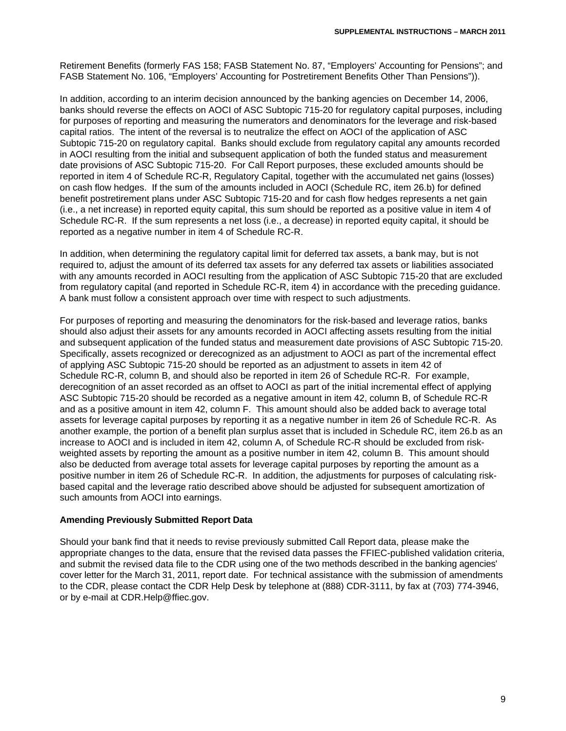Retirement Benefits (formerly FAS 158; FASB Statement No. 87, "Employers' Accounting for Pensions"; and FASB Statement No. 106, "Employers' Accounting for Postretirement Benefits Other Than Pensions")).

In addition, according to an interim decision announced by the banking agencies on December 14, 2006, banks should reverse the effects on AOCI of ASC Subtopic 715-20 for regulatory capital purposes, including for purposes of reporting and measuring the numerators and denominators for the leverage and risk-based capital ratios. The intent of the reversal is to neutralize the effect on AOCI of the application of ASC Subtopic 715-20 on regulatory capital. Banks should exclude from regulatory capital any amounts recorded in AOCI resulting from the initial and subsequent application of both the funded status and measurement date provisions of ASC Subtopic 715-20. For Call Report purposes, these excluded amounts should be reported in item 4 of Schedule RC-R, Regulatory Capital, together with the accumulated net gains (losses) on cash flow hedges. If the sum of the amounts included in AOCI (Schedule RC, item 26.b) for defined benefit postretirement plans under ASC Subtopic 715-20 and for cash flow hedges represents a net gain (i.e., a net increase) in reported equity capital, this sum should be reported as a positive value in item 4 of Schedule RC-R. If the sum represents a net loss (i.e., a decrease) in reported equity capital, it should be reported as a negative number in item 4 of Schedule RC-R.

In addition, when determining the regulatory capital limit for deferred tax assets, a bank may, but is not required to, adjust the amount of its deferred tax assets for any deferred tax assets or liabilities associated with any amounts recorded in AOCI resulting from the application of ASC Subtopic 715-20 that are excluded from regulatory capital (and reported in Schedule RC-R, item 4) in accordance with the preceding guidance. A bank must follow a consistent approach over time with respect to such adjustments.

For purposes of reporting and measuring the denominators for the risk-based and leverage ratios, banks should also adjust their assets for any amounts recorded in AOCI affecting assets resulting from the initial and subsequent application of the funded status and measurement date provisions of ASC Subtopic 715-20. Specifically, assets recognized or derecognized as an adjustment to AOCI as part of the incremental effect of applying ASC Subtopic 715-20 should be reported as an adjustment to assets in item 42 of Schedule RC-R, column B, and should also be reported in item 26 of Schedule RC-R. For example, derecognition of an asset recorded as an offset to AOCI as part of the initial incremental effect of applying ASC Subtopic 715-20 should be recorded as a negative amount in item 42, column B, of Schedule RC-R and as a positive amount in item 42, column F. This amount should also be added back to average total assets for leverage capital purposes by reporting it as a negative number in item 26 of Schedule RC-R. As another example, the portion of a benefit plan surplus asset that is included in Schedule RC, item 26.b as an increase to AOCI and is included in item 42, column A, of Schedule RC-R should be excluded from risk-weighted assets by reporting the amount as a positive number in item 42, column B. This amount should also be deducted from average total assets for leverage capital purposes by reporting the amount as a positive number in item 26 of Schedule RC-R. In addition, the adjustments for purposes of calculating risk-based capital and the leverage ratio described above should be adjusted for subsequent amortization of such amounts from AOCI into earnings.

**Amending Previously Submitted Report Data**

Should your bank find that it needs to revise previously submitted Call Report data, please make the appropriate changes to the data, ensure that the revised data passes the FFIEC-published validation criteria, and submit the revised data file to the CDR using one of the two methods described in the banking agencies' cover letter for the March 31, 2011, report date. For technical assistance with the submission of amendments to the CDR, please contact the CDR Help Desk by telephone at (888) CDR-3111, by fax at (703) 774-3946, or by e-mail at CDR.Help@ffiec.gov.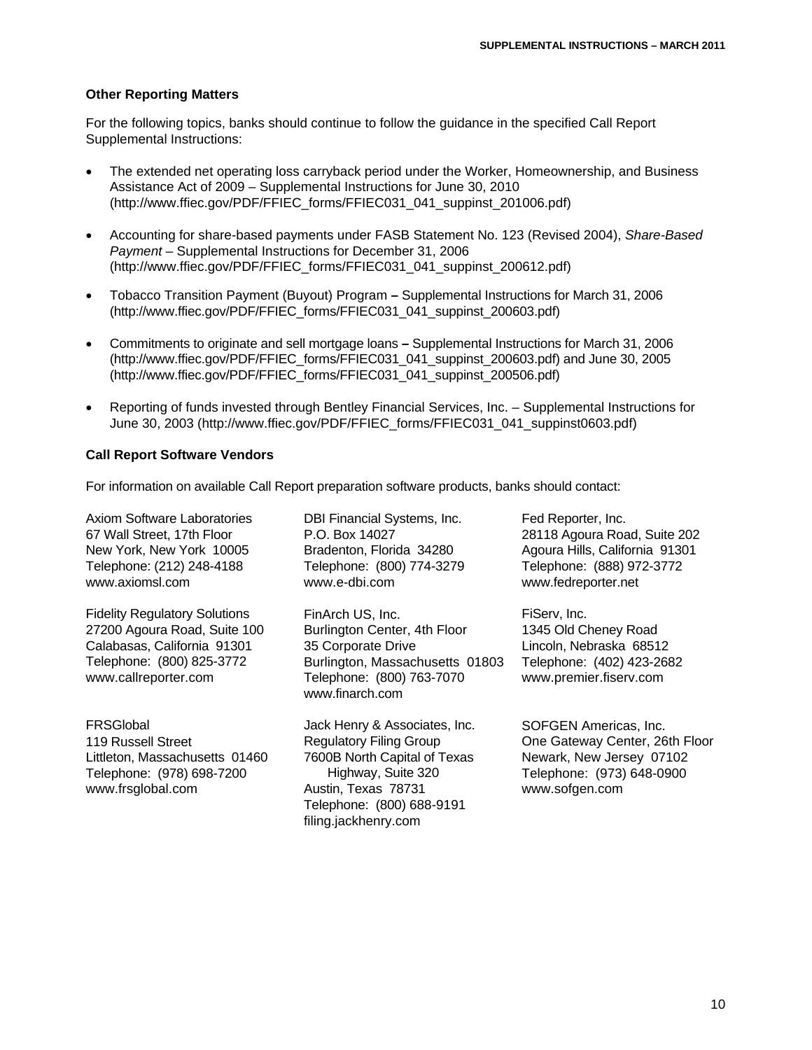### Other Reporting Matters

For the following topics, banks should continue to follow the guidance in the specified Call Report Supplemental Instructions:

- The extended net operating loss carryback period under the Worker, Homeownership, and Business Assistance Act of 2009 – Supplemental Instructions for June 30, 2010 (http://www.ffiec.gov/PDF/FFIEC_forms/FFIEC031_041_suppinst_201006.pdf)
- Accounting for share-based payments under FASB Statement No. 123 (Revised 2004), *Share-Based Payment* – Supplemental Instructions for December 31, 2006 (http://www.ffiec.gov/PDF/FFIEC_forms/FFIEC031_041_suppinst_200612.pdf)
- Tobacco Transition Payment (Buyout) Program **–** Supplemental Instructions for March 31, 2006 (http://www.ffiec.gov/PDF/FFIEC_forms/FFIEC031_041_suppinst_200603.pdf)
- Commitments to originate and sell mortgage loans **–** Supplemental Instructions for March 31, 2006 (http://www.ffiec.gov/PDF/FFIEC_forms/FFIEC031_041_suppinst_200603.pdf) and June 30, 2005 (http://www.ffiec.gov/PDF/FFIEC_forms/FFIEC031_041_suppinst_200506.pdf)
- Reporting of funds invested through Bentley Financial Services, Inc. – Supplemental Instructions for June 30, 2003 (http://www.ffiec.gov/PDF/FFIEC_forms/FFIEC031_041_suppinst0603.pdf)

### Call Report Software Vendors

For information on available Call Report preparation software products, banks should contact:

Axiom Software Laboratories
67 Wall Street, 17th Floor
New York, New York 10005
Telephone: (212) 248-4188
www.axiomsl.com

DBI Financial Systems, Inc.
P.O. Box 14027
Bradenton, Florida 34280
Telephone: (800) 774-3279
www.e-dbi.com

Fed Reporter, Inc.
28118 Agoura Road, Suite 202
Agoura Hills, California 91301
Telephone: (888) 972-3772
www.fedreporter.net

Fidelity Regulatory Solutions
27200 Agoura Road, Suite 100
Calabasas, California 91301
Telephone: (800) 825-3772
www.callreporter.com

FinArch US, Inc.
Burlington Center, 4th Floor
35 Corporate Drive
Burlington, Massachusetts 01803
Telephone: (800) 763-7070
www.finarch.com

FiServ, Inc.
1345 Old Cheney Road
Lincoln, Nebraska 68512
Telephone: (402) 423-2682
www.premier.fiserv.com

FRSGlobal
119 Russell Street
Littleton, Massachusetts 01460
Telephone: (978) 698-7200
www.frsglobal.com

Jack Henry & Associates, Inc.
Regulatory Filing Group
7600B North Capital of Texas Highway, Suite 320
Austin, Texas 78731
Telephone: (800) 688-9191
filing.jackhenry.com

SOFGEN Americas, Inc.
One Gateway Center, 26th Floor
Newark, New Jersey 07102
Telephone: (973) 648-0900
www.sofgen.com